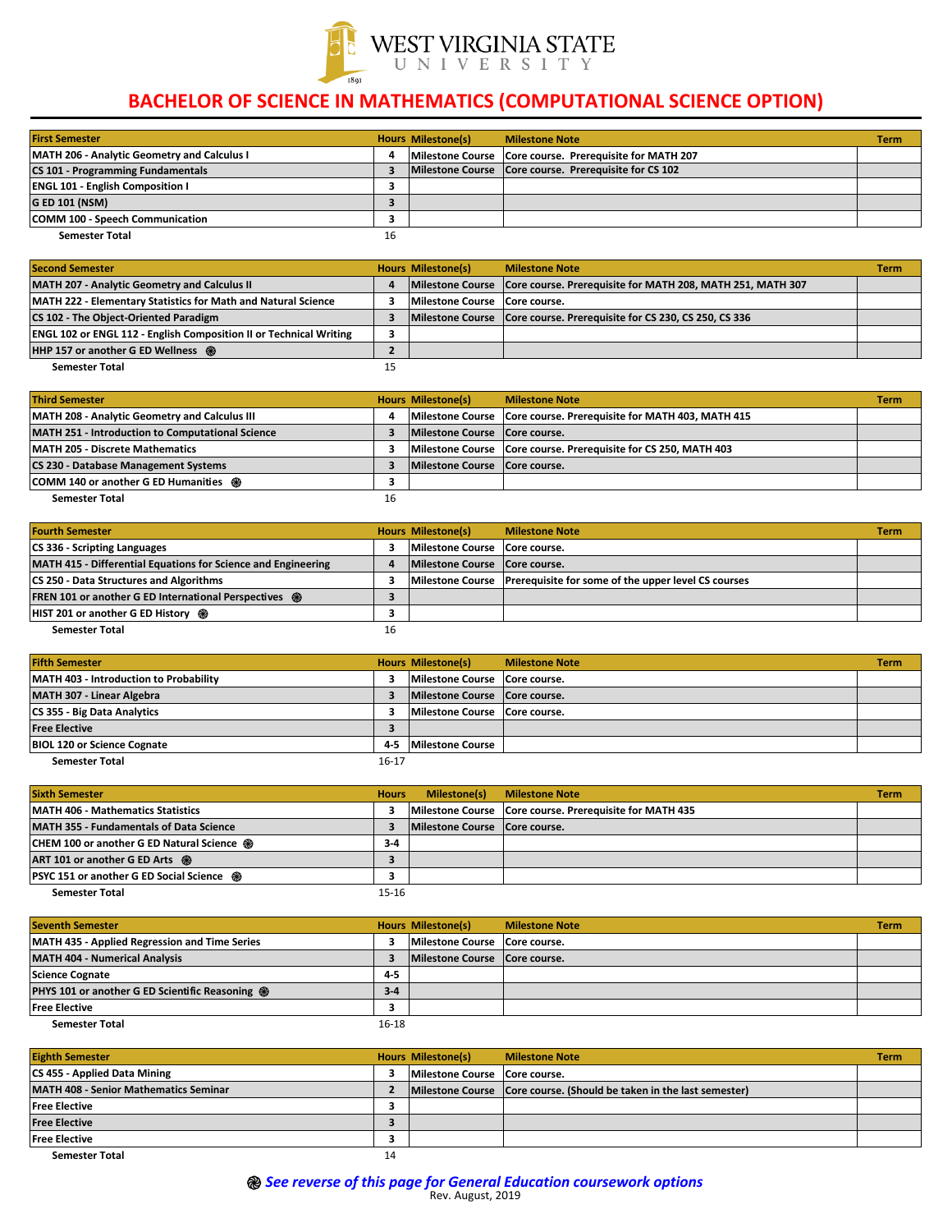WEST VIRGINIA STATE UNIVERSITY

1891

# BACHELOR OF SCIENCE IN MATHEMATICS (COMPUTATIONAL SCIENCE OPTION)

| First Semester | Hours | Milestone(s) | Milestone Note | Term |
|---|---|---|---|---|
| MATH 206 - Analytic Geometry and Calculus I | 4 | Milestone Course | Core course. Prerequisite for MATH 207 | |
| CS 101 - Programming Fundamentals | 3 | Milestone Course | Core course. Prerequisite for CS 102 | |
| ENGL 101 - English Composition I | 3 | | | |
| G ED 101 (NSM) | 3 | | | |
| COMM 100 - Speech Communication | 3 | | | |
| Semester Total | 16 | | | |

| Second Semester | Hours | Milestone(s) | Milestone Note | Term |
|---|---|---|---|---|
| MATH 207 - Analytic Geometry and Calculus II | 4 | Milestone Course | Core course. Prerequisite for MATH 208, MATH 251, MATH 307 | |
| MATH 222 - Elementary Statistics for Math and Natural Science | 3 | Milestone Course | Core course. | |
| CS 102 - The Object-Oriented Paradigm | 3 | Milestone Course | Core course. Prerequisite for CS 230, CS 250, CS 336 | |
| ENGL 102 or ENGL 112 - English Composition II or Technical Writing | 3 | | | |
| HHP 157 or another G ED Wellness ֎ | 2 | | | |
| Semester Total | 15 | | | |

| Third Semester | Hours | Milestone(s) | Milestone Note | Term |
|---|---|---|---|---|
| MATH 208 - Analytic Geometry and Calculus III | 4 | Milestone Course | Core course. Prerequisite for MATH 403, MATH 415 | |
| MATH 251 - Introduction to Computational Science | 3 | Milestone Course | Core course. | |
| MATH 205 - Discrete Mathematics | 3 | Milestone Course | Core course. Prerequisite for CS 250, MATH 403 | |
| CS 230 - Database Management Systems | 3 | Milestone Course | Core course. | |
| COMM 140 or another G ED Humanities ֎ | 3 | | | |
| Semester Total | 16 | | | |

| Fourth Semester | Hours | Milestone(s) | Milestone Note | Term |
|---|---|---|---|---|
| CS 336 - Scripting Languages | 3 | Milestone Course | Core course. | |
| MATH 415 - Differential Equations for Science and Engineering | 4 | Milestone Course | Core course. | |
| CS 250 - Data Structures and Algorithms | 3 | Milestone Course | Prerequisite for some of the upper level CS courses | |
| FREN 101 or another G ED International Perspectives ֎ | 3 | | | |
| HIST 201 or another G ED History ֎ | 3 | | | |
| Semester Total | 16 | | | |

| Fifth Semester | Hours | Milestone(s) | Milestone Note | Term |
|---|---|---|---|---|
| MATH 403 - Introduction to Probability | 3 | Milestone Course | Core course. | |
| MATH 307 - Linear Algebra | 3 | Milestone Course | Core course. | |
| CS 355 - Big Data Analytics | 3 | Milestone Course | Core course. | |
| Free Elective | 3 | | | |
| BIOL 120 or Science Cognate | 4-5 | Milestone Course | | |
| Semester Total | 16-17 | | | |

| Sixth Semester | Hours | Milestone(s) | Milestone Note | Term |
|---|---|---|---|---|
| MATH 406 - Mathematics Statistics | 3 | Milestone Course | Core course. Prerequisite for MATH 435 | |
| MATH 355 - Fundamentals of Data Science | 3 | Milestone Course | Core course. | |
| CHEM 100 or another G ED Natural Science ֎ | 3-4 | | | |
| ART 101 or another G ED Arts ֎ | 3 | | | |
| PSYC 151 or another G ED Social Science ֎ | 3 | | | |
| Semester Total | 15-16 | | | |

| Seventh Semester | Hours | Milestone(s) | Milestone Note | Term |
|---|---|---|---|---|
| MATH 435 - Applied Regression and Time Series | 3 | Milestone Course | Core course. | |
| MATH 404 - Numerical Analysis | 3 | Milestone Course | Core course. | |
| Science Cognate | 4-5 | | | |
| PHYS 101 or another G ED Scientific Reasoning ֎ | 3-4 | | | |
| Free Elective | 3 | | | |
| Semester Total | 16-18 | | | |

| Eighth Semester | Hours | Milestone(s) | Milestone Note | Term |
|---|---|---|---|---|
| CS 455 - Applied Data Mining | 3 | Milestone Course | Core course. | |
| MATH 408 - Senior Mathematics Seminar | 2 | Milestone Course | Core course. (Should be taken in the last semester) | |
| Free Elective | 3 | | | |
| Free Elective | 3 | | | |
| Free Elective | 3 | | | |
| Semester Total | 14 | | | |

֎ *See reverse of this page for General Education coursework options*

Rev. August, 2019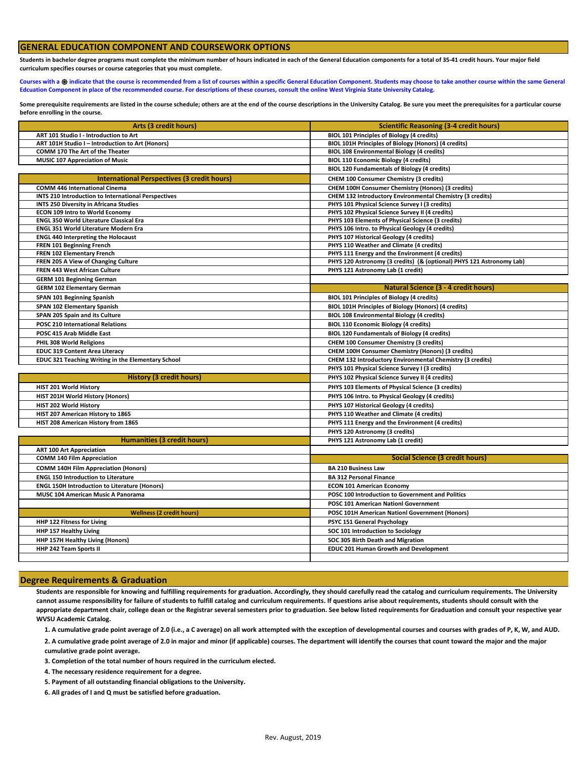## GENERAL EDUCATION COMPONENT AND COURSEWORK OPTIONS

**Students in bachelor degree programs must complete the minimum number of hours indicated in each of the General Education components for a total of 35-41 credit hours. Your major field curriculum specifies courses or course categories that you must complete.**

**Courses with a ⊛ indicate that the course is recommended from a list of courses within a specific General Education Component. Students may choose to take another course within the same General Edcuation Component in place of the recommended course. For descriptions of these courses, consult the online West Virginia State University Catalog.**

**Some prerequisite requirements are listed in the course schedule; others are at the end of the course descriptions in the University Catalog. Be sure you meet the prerequisites for a particular course before enrolling in the course.**

| Arts (3 credit hours) | Scientific Reasoning (3-4 credit hours) |
|---|---|
| ART 101 Studio I - Introduction to Art | BIOL 101 Principles of Biology (4 credits) |
| ART 101H Studio I – Introduction to Art (Honors) | BIOL 101H Principles of Biology (Honors) (4 credits) |
| COMM 170 The Art of the Theater | BIOL 108 Environmental Biology (4 credits) |
| MUSIC 107 Appreciation of Music | BIOL 110 Economic Biology (4 credits) |
| | BIOL 120 Fundamentals of Biology (4 credits) |
| **International Perspectives (3 credit hours)** | CHEM 100 Consumer Chemistry (3 credits) |
| COMM 446 International Cinema | CHEM 100H Consumer Chemistry (Honors) (3 credits) |
| INTS 210 Introduction to International Perspectives | CHEM 132 Introductory Environmental Chemistry (3 credits) |
| INTS 250 Diversity in Africana Studies | PHYS 101 Physical Science Survey I (3 credits) |
| ECON 109 Intro to World Economy | PHYS 102 Physical Science Survey II (4 credits) |
| ENGL 350 World Literature Classical Era | PHYS 103 Elements of Physical Science (3 credits) |
| ENGL 351 World Literature Modern Era | PHYS 106 Intro. to Physical Geology (4 credits) |
| ENGL 440 Interpreting the Holocaust | PHYS 107 Historical Geology (4 credits) |
| FREN 101 Beginning French | PHYS 110 Weather and Climate (4 credits) |
| FREN 102 Elementary French | PHYS 111 Energy and the Environment (4 credits) |
| FREN 205 A View of Changing Culture | PHYS 120 Astronomy (3 credits) (& (optional) PHYS 121 Astronomy Lab) |
| FREN 443 West African Culture | PHYS 121 Astronomy Lab (1 credit) |
| GERM 101 Beginning German | |
| GERM 102 Elementary German | **Natural Science (3 - 4 credit hours)** |
| SPAN 101 Beginning Spanish | BIOL 101 Principles of Biology (4 credits) |
| SPAN 102 Elementary Spanish | BIOL 101H Principles of Biology (Honors) (4 credits) |
| SPAN 205 Spain and its Culture | BIOL 108 Environmental Biology (4 credits) |
| POSC 210 International Relations | BIOL 110 Economic Biology (4 credits) |
| POSC 415 Arab Middle East | BIOL 120 Fundamentals of Biology (4 credits) |
| PHIL 308 World Religions | CHEM 100 Consumer Chemistry (3 credits) |
| EDUC 319 Content Area Literacy | CHEM 100H Consumer Chemistry (Honors) (3 credits) |
| EDUC 321 Teaching Writing in the Elementary School | CHEM 132 Introductory Environmental Chemistry (3 credits) |
| | PHYS 101 Physical Science Survey I (3 credits) |
| **History (3 credit hours)** | PHYS 102 Physical Science Survey II (4 credits) |
| HIST 201 World History | PHYS 103 Elements of Physical Science (3 credits) |
| HIST 201H World History (Honors) | PHYS 106 Intro. to Physical Geology (4 credits) |
| HIST 202 World History | PHYS 107 Historical Geology (4 credits) |
| HIST 207 American History to 1865 | PHYS 110 Weather and Climate (4 credits) |
| HIST 208 American History from 1865 | PHYS 111 Energy and the Environment (4 credits) |
| | PHYS 120 Astronomy (3 credits) |
| **Humanities (3 credit hours)** | PHYS 121 Astronomy Lab (1 credit) |
| ART 100 Art Appreciation | |
| COMM 140 Film Appreciation | **Social Science (3 credit hours)** |
| COMM 140H Film Appreciation (Honors) | BA 210 Business Law |
| ENGL 150 Introduction to Literature | BA 312 Personal Finance |
| ENGL 150H Introduction to Literature (Honors) | ECON 101 American Economy |
| MUSC 104 American Music A Panorama | POSC 100 Introduction to Government and Politics |
| | POSC 101 American Nationl Government |
| **Wellness (2 credit hours)** | POSC 101H American Nationl Government (Honors) |
| HHP 122 Fitness for Living | PSYC 151 General Psychology |
| HHP 157 Healthy Living | SOC 101 Introduction to Sociology |
| HHP 157H Healthy Living (Honors) | SOC 305 Birth Death and Migration |
| HHP 242 Team Sports II | EDUC 201 Human Growth and Development |

## Degree Requirements & Graduation

**Students are responsible for knowing and fulfilling requirements for graduation. Accordingly, they should carefully read the catalog and curriculum requirements. The University cannot assume responsibility for failure of students to fulfill catalog and curriculum requirements. If questions arise about requirements, students should consult with the appropriate department chair, college dean or the Registrar several semesters prior to graduation. See below listed requirements for Graduation and consult your respective year WVSU Academic Catalog.**

1. **A cumulative grade point average of 2.0 (i.e., a C average) on all work attempted with the exception of developmental courses and courses with grades of P, K, W, and AUD.**
2. **A cumulative grade point average of 2.0 in major and minor (if applicable) courses. The department will identify the courses that count toward the major and the major cumulative grade point average.**
3. **Completion of the total number of hours required in the curriculum elected.**
4. **The necessary residence requirement for a degree.**
5. **Payment of all outstanding financial obligations to the University.**
6. **All grades of I and Q must be satisfied before graduation.**

Rev. August, 2019